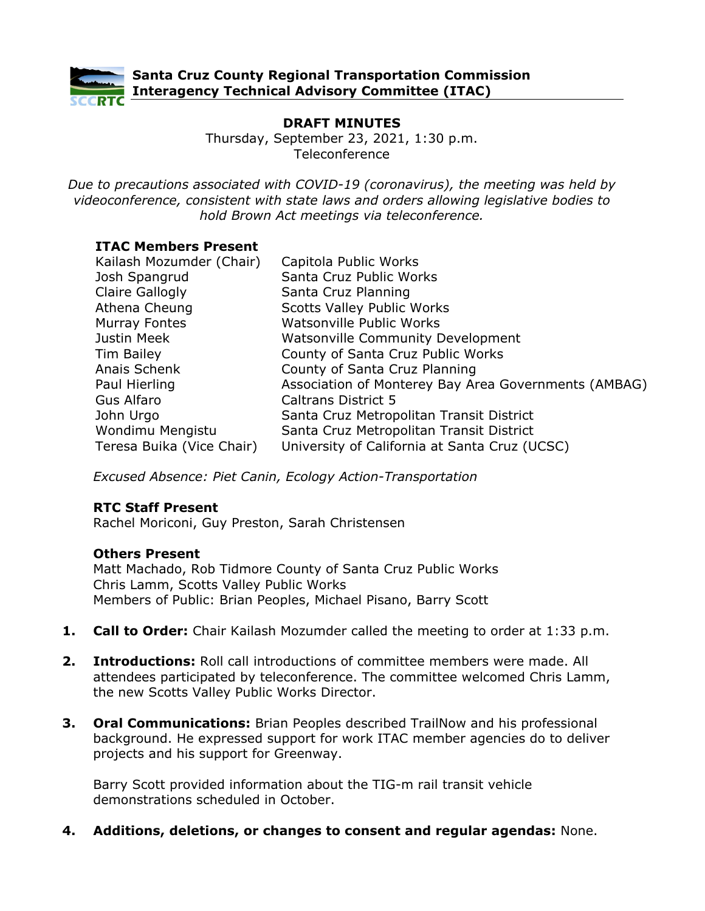**Santa Cruz County Regional Transportation Commission**
**Interagency Technical Advisory Committee (ITAC)**

# DRAFT MINUTES

Thursday, September 23, 2021, 1:30 p.m.
Teleconference

*Due to precautions associated with COVID-19 (coronavirus), the meeting was held by videoconference, consistent with state laws and orders allowing legislative bodies to hold Brown Act meetings via teleconference.*

**ITAC Members Present**

| | |
|---|---|
| Kailash Mozumder (Chair) | Capitola Public Works |
| Josh Spangrud | Santa Cruz Public Works |
| Claire Gallogly | Santa Cruz Planning |
| Athena Cheung | Scotts Valley Public Works |
| Murray Fontes | Watsonville Public Works |
| Justin Meek | Watsonville Community Development |
| Tim Bailey | County of Santa Cruz Public Works |
| Anais Schenk | County of Santa Cruz Planning |
| Paul Hierling | Association of Monterey Bay Area Governments (AMBAG) |
| Gus Alfaro | Caltrans District 5 |
| John Urgo | Santa Cruz Metropolitan Transit District |
| Wondimu Mengistu | Santa Cruz Metropolitan Transit District |
| Teresa Buika (Vice Chair) | University of California at Santa Cruz (UCSC) |

*Excused Absence: Piet Canin, Ecology Action-Transportation*

**RTC Staff Present**
Rachel Moriconi, Guy Preston, Sarah Christensen

**Others Present**
Matt Machado, Rob Tidmore County of Santa Cruz Public Works
Chris Lamm, Scotts Valley Public Works
Members of Public: Brian Peoples, Michael Pisano, Barry Scott

1. **Call to Order:** Chair Kailash Mozumder called the meeting to order at 1:33 p.m.

2. **Introductions:** Roll call introductions of committee members were made. All attendees participated by teleconference. The committee welcomed Chris Lamm, the new Scotts Valley Public Works Director.

3. **Oral Communications:** Brian Peoples described TrailNow and his professional background. He expressed support for work ITAC member agencies do to deliver projects and his support for Greenway.

   Barry Scott provided information about the TIG-m rail transit vehicle demonstrations scheduled in October.

4. **Additions, deletions, or changes to consent and regular agendas:** None.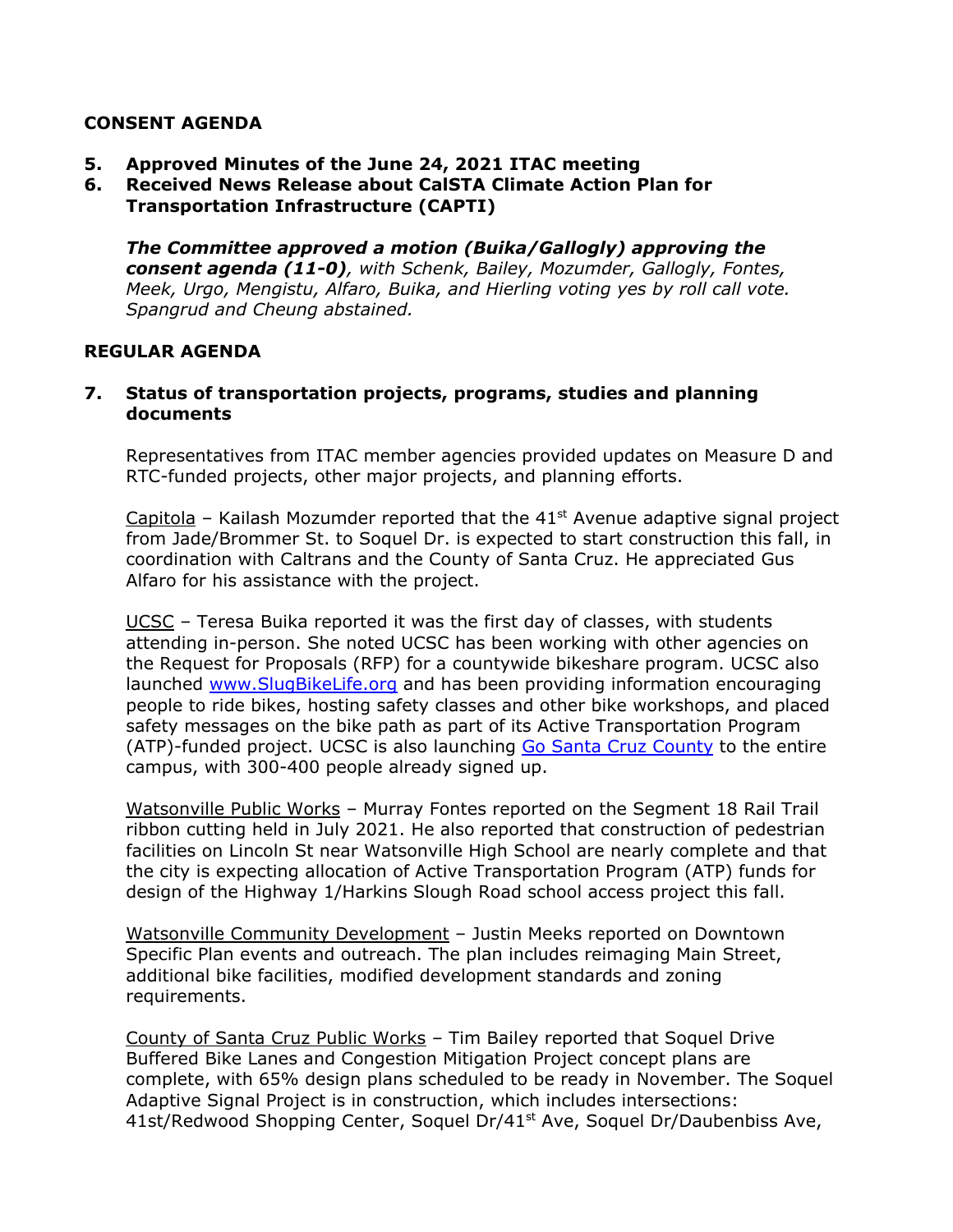## CONSENT AGENDA

**5. Approved Minutes of the June 24, 2021 ITAC meeting**

**6. Received News Release about CalSTA Climate Action Plan for Transportation Infrastructure (CAPTI)**

***The Committee approved a motion (Buika/Gallogly) approving the consent agenda (11-0)****, with Schenk, Bailey, Mozumder, Gallogly, Fontes, Meek, Urgo, Mengistu, Alfaro, Buika, and Hierling voting yes by roll call vote. Spangrud and Cheung abstained.*

## REGULAR AGENDA

**7. Status of transportation projects, programs, studies and planning documents**

Representatives from ITAC member agencies provided updates on Measure D and RTC-funded projects, other major projects, and planning efforts.

Capitola – Kailash Mozumder reported that the 41st Avenue adaptive signal project from Jade/Brommer St. to Soquel Dr. is expected to start construction this fall, in coordination with Caltrans and the County of Santa Cruz. He appreciated Gus Alfaro for his assistance with the project.

UCSC – Teresa Buika reported it was the first day of classes, with students attending in-person. She noted UCSC has been working with other agencies on the Request for Proposals (RFP) for a countywide bikeshare program. UCSC also launched www.SlugBikeLife.org and has been providing information encouraging people to ride bikes, hosting safety classes and other bike workshops, and placed safety messages on the bike path as part of its Active Transportation Program (ATP)-funded project. UCSC is also launching Go Santa Cruz County to the entire campus, with 300-400 people already signed up.

Watsonville Public Works – Murray Fontes reported on the Segment 18 Rail Trail ribbon cutting held in July 2021. He also reported that construction of pedestrian facilities on Lincoln St near Watsonville High School are nearly complete and that the city is expecting allocation of Active Transportation Program (ATP) funds for design of the Highway 1/Harkins Slough Road school access project this fall.

Watsonville Community Development – Justin Meeks reported on Downtown Specific Plan events and outreach. The plan includes reimaging Main Street, additional bike facilities, modified development standards and zoning requirements.

County of Santa Cruz Public Works – Tim Bailey reported that Soquel Drive Buffered Bike Lanes and Congestion Mitigation Project concept plans are complete, with 65% design plans scheduled to be ready in November. The Soquel Adaptive Signal Project is in construction, which includes intersections: 41st/Redwood Shopping Center, Soquel Dr/41st Ave, Soquel Dr/Daubenbiss Ave,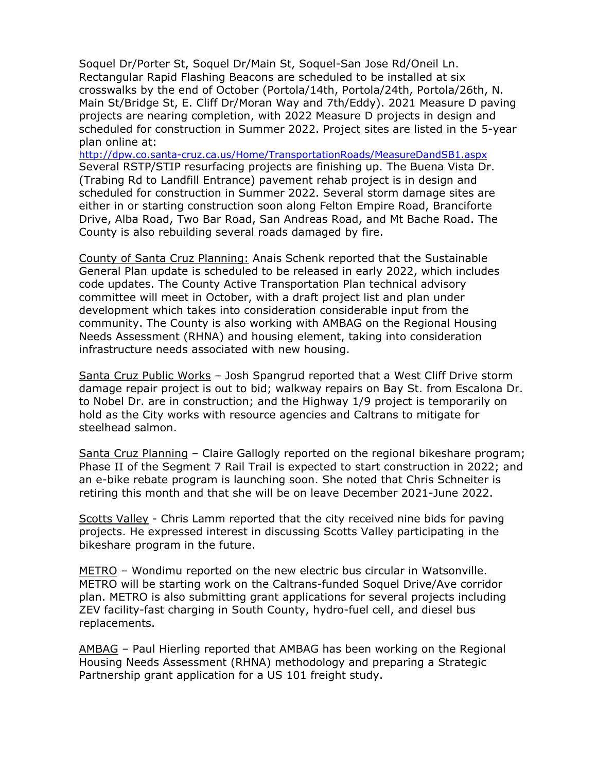Soquel Dr/Porter St, Soquel Dr/Main St, Soquel-San Jose Rd/Oneil Ln. Rectangular Rapid Flashing Beacons are scheduled to be installed at six crosswalks by the end of October (Portola/14th, Portola/24th, Portola/26th, N. Main St/Bridge St, E. Cliff Dr/Moran Way and 7th/Eddy). 2021 Measure D paving projects are nearing completion, with 2022 Measure D projects in design and scheduled for construction in Summer 2022. Project sites are listed in the 5-year plan online at:
http://dpw.co.santa-cruz.ca.us/Home/TransportationRoads/MeasureDandSB1.aspx
Several RSTP/STIP resurfacing projects are finishing up. The Buena Vista Dr. (Trabing Rd to Landfill Entrance) pavement rehab project is in design and scheduled for construction in Summer 2022. Several storm damage sites are either in or starting construction soon along Felton Empire Road, Branciforte Drive, Alba Road, Two Bar Road, San Andreas Road, and Mt Bache Road. The County is also rebuilding several roads damaged by fire.

County of Santa Cruz Planning: Anais Schenk reported that the Sustainable General Plan update is scheduled to be released in early 2022, which includes code updates. The County Active Transportation Plan technical advisory committee will meet in October, with a draft project list and plan under development which takes into consideration considerable input from the community. The County is also working with AMBAG on the Regional Housing Needs Assessment (RHNA) and housing element, taking into consideration infrastructure needs associated with new housing.

Santa Cruz Public Works – Josh Spangrud reported that a West Cliff Drive storm damage repair project is out to bid; walkway repairs on Bay St. from Escalona Dr. to Nobel Dr. are in construction; and the Highway 1/9 project is temporarily on hold as the City works with resource agencies and Caltrans to mitigate for steelhead salmon.

Santa Cruz Planning – Claire Gallogly reported on the regional bikeshare program; Phase II of the Segment 7 Rail Trail is expected to start construction in 2022; and an e-bike rebate program is launching soon. She noted that Chris Schneiter is retiring this month and that she will be on leave December 2021-June 2022.

Scotts Valley - Chris Lamm reported that the city received nine bids for paving projects. He expressed interest in discussing Scotts Valley participating in the bikeshare program in the future.

METRO – Wondimu reported on the new electric bus circular in Watsonville. METRO will be starting work on the Caltrans-funded Soquel Drive/Ave corridor plan. METRO is also submitting grant applications for several projects including ZEV facility-fast charging in South County, hydro-fuel cell, and diesel bus replacements.

AMBAG – Paul Hierling reported that AMBAG has been working on the Regional Housing Needs Assessment (RHNA) methodology and preparing a Strategic Partnership grant application for a US 101 freight study.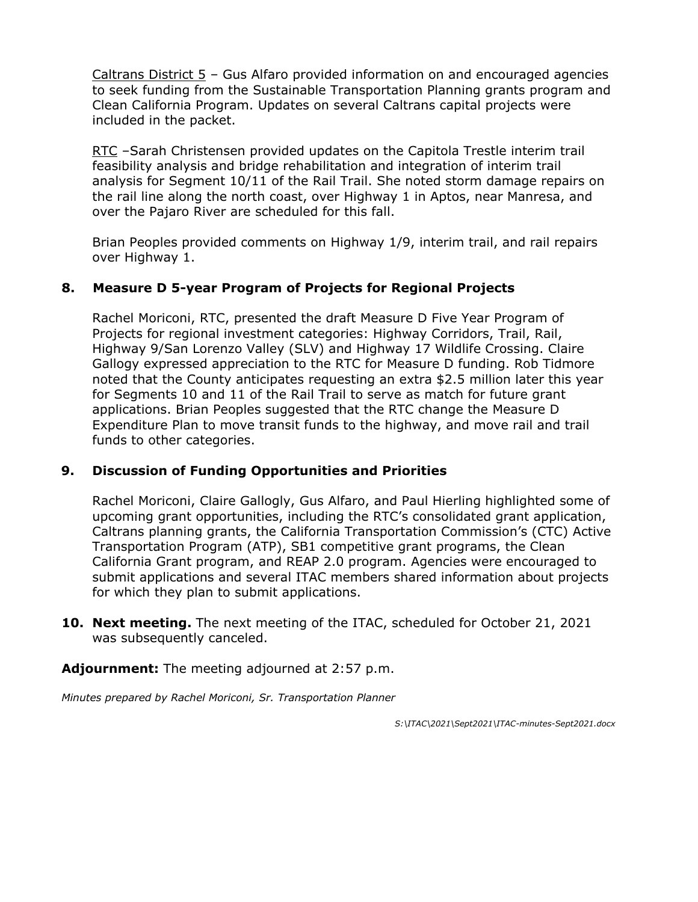Caltrans District 5 – Gus Alfaro provided information on and encouraged agencies to seek funding from the Sustainable Transportation Planning grants program and Clean California Program. Updates on several Caltrans capital projects were included in the packet.

RTC –Sarah Christensen provided updates on the Capitola Trestle interim trail feasibility analysis and bridge rehabilitation and integration of interim trail analysis for Segment 10/11 of the Rail Trail. She noted storm damage repairs on the rail line along the north coast, over Highway 1 in Aptos, near Manresa, and over the Pajaro River are scheduled for this fall.

Brian Peoples provided comments on Highway 1/9, interim trail, and rail repairs over Highway 1.

**8. Measure D 5-year Program of Projects for Regional Projects**

Rachel Moriconi, RTC, presented the draft Measure D Five Year Program of Projects for regional investment categories: Highway Corridors, Trail, Rail, Highway 9/San Lorenzo Valley (SLV) and Highway 17 Wildlife Crossing. Claire Gallogy expressed appreciation to the RTC for Measure D funding. Rob Tidmore noted that the County anticipates requesting an extra $2.5 million later this year for Segments 10 and 11 of the Rail Trail to serve as match for future grant applications. Brian Peoples suggested that the RTC change the Measure D Expenditure Plan to move transit funds to the highway, and move rail and trail funds to other categories.

**9. Discussion of Funding Opportunities and Priorities**

Rachel Moriconi, Claire Gallogly, Gus Alfaro, and Paul Hierling highlighted some of upcoming grant opportunities, including the RTC's consolidated grant application, Caltrans planning grants, the California Transportation Commission's (CTC) Active Transportation Program (ATP), SB1 competitive grant programs, the Clean California Grant program, and REAP 2.0 program. Agencies were encouraged to submit applications and several ITAC members shared information about projects for which they plan to submit applications.

**10. Next meeting.** The next meeting of the ITAC, scheduled for October 21, 2021 was subsequently canceled.

**Adjournment:** The meeting adjourned at 2:57 p.m.

*Minutes prepared by Rachel Moriconi, Sr. Transportation Planner*

*S:\ITAC\2021\Sept2021\ITAC-minutes-Sept2021.docx*